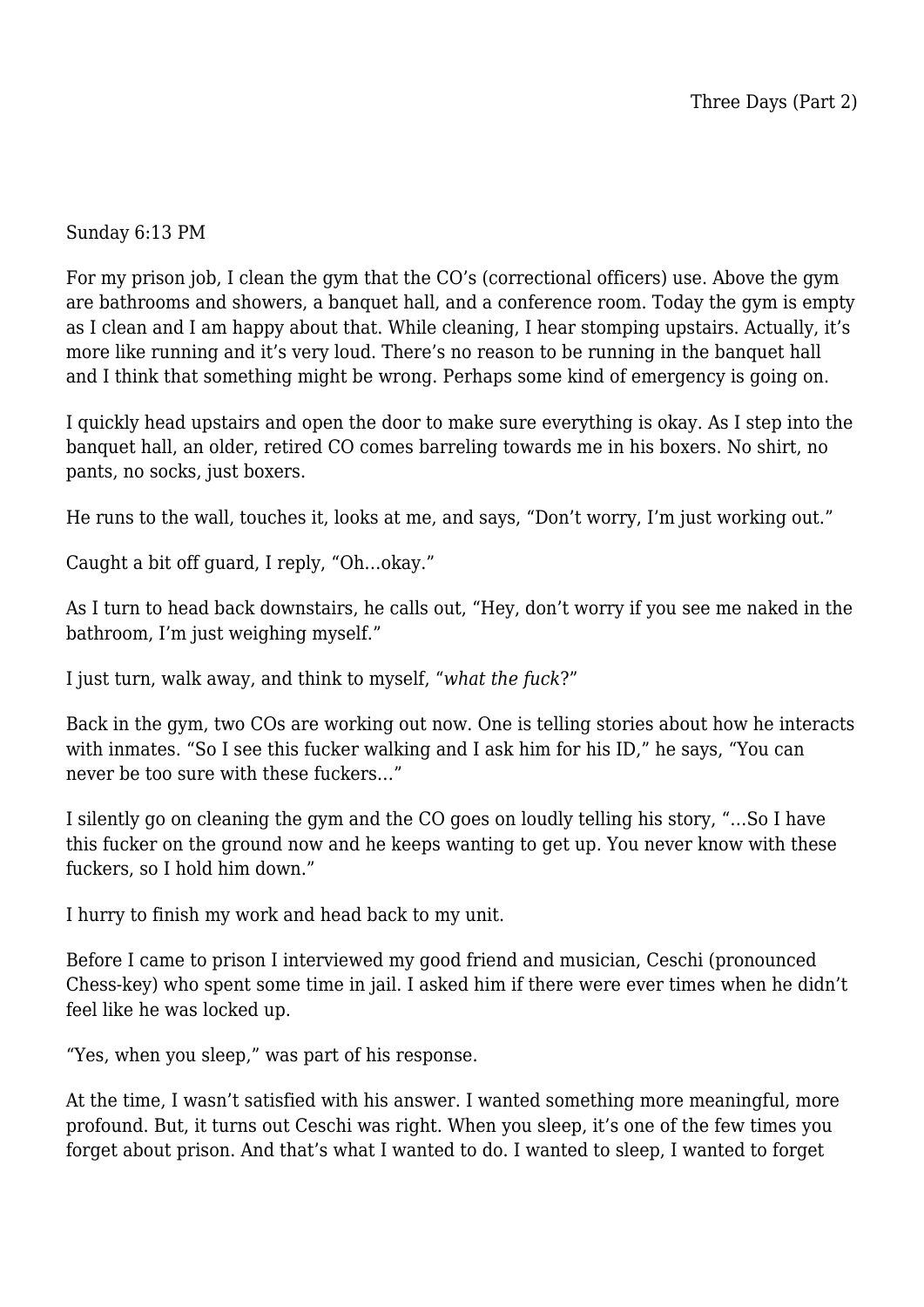Three Days (Part 2)

Sunday 6:13 PM

For my prison job, I clean the gym that the CO's (correctional officers) use. Above the gym are bathrooms and showers, a banquet hall, and a conference room. Today the gym is empty as I clean and I am happy about that. While cleaning, I hear stomping upstairs. Actually, it's more like running and it's very loud. There's no reason to be running in the banquet hall and I think that something might be wrong. Perhaps some kind of emergency is going on.

I quickly head upstairs and open the door to make sure everything is okay. As I step into the banquet hall, an older, retired CO comes barreling towards me in his boxers. No shirt, no pants, no socks, just boxers.

He runs to the wall, touches it, looks at me, and says, "Don't worry, I'm just working out."

Caught a bit off guard, I reply, "Oh…okay."

As I turn to head back downstairs, he calls out, "Hey, don't worry if you see me naked in the bathroom, I'm just weighing myself."

I just turn, walk away, and think to myself, "*what the fuck*?"

Back in the gym, two COs are working out now. One is telling stories about how he interacts with inmates. "So I see this fucker walking and I ask him for his ID," he says, "You can never be too sure with these fuckers…"

I silently go on cleaning the gym and the CO goes on loudly telling his story, "…So I have this fucker on the ground now and he keeps wanting to get up. You never know with these fuckers, so I hold him down."

I hurry to finish my work and head back to my unit.

Before I came to prison I interviewed my good friend and musician, Ceschi (pronounced Chess-key) who spent some time in jail. I asked him if there were ever times when he didn't feel like he was locked up.

"Yes, when you sleep," was part of his response.

At the time, I wasn't satisfied with his answer. I wanted something more meaningful, more profound. But, it turns out Ceschi was right. When you sleep, it's one of the few times you forget about prison. And that's what I wanted to do. I wanted to sleep, I wanted to forget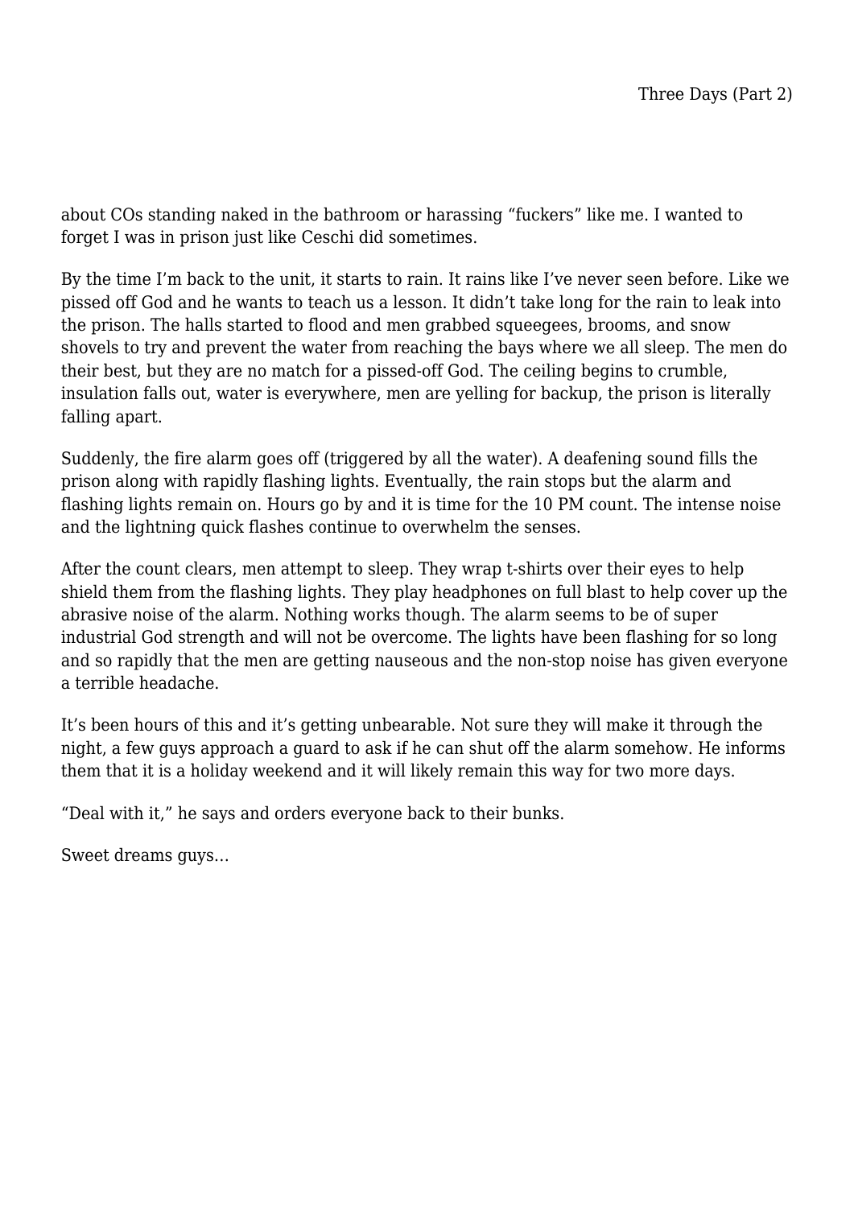about COs standing naked in the bathroom or harassing "fuckers" like me. I wanted to forget I was in prison just like Ceschi did sometimes.

By the time I'm back to the unit, it starts to rain. It rains like I've never seen before. Like we pissed off God and he wants to teach us a lesson. It didn't take long for the rain to leak into the prison. The halls started to flood and men grabbed squeegees, brooms, and snow shovels to try and prevent the water from reaching the bays where we all sleep. The men do their best, but they are no match for a pissed-off God. The ceiling begins to crumble, insulation falls out, water is everywhere, men are yelling for backup, the prison is literally falling apart.

Suddenly, the fire alarm goes off (triggered by all the water). A deafening sound fills the prison along with rapidly flashing lights. Eventually, the rain stops but the alarm and flashing lights remain on. Hours go by and it is time for the 10 PM count. The intense noise and the lightning quick flashes continue to overwhelm the senses.

After the count clears, men attempt to sleep. They wrap t-shirts over their eyes to help shield them from the flashing lights. They play headphones on full blast to help cover up the abrasive noise of the alarm. Nothing works though. The alarm seems to be of super industrial God strength and will not be overcome. The lights have been flashing for so long and so rapidly that the men are getting nauseous and the non-stop noise has given everyone a terrible headache.

It's been hours of this and it's getting unbearable. Not sure they will make it through the night, a few guys approach a guard to ask if he can shut off the alarm somehow. He informs them that it is a holiday weekend and it will likely remain this way for two more days.

"Deal with it," he says and orders everyone back to their bunks.

Sweet dreams guys…